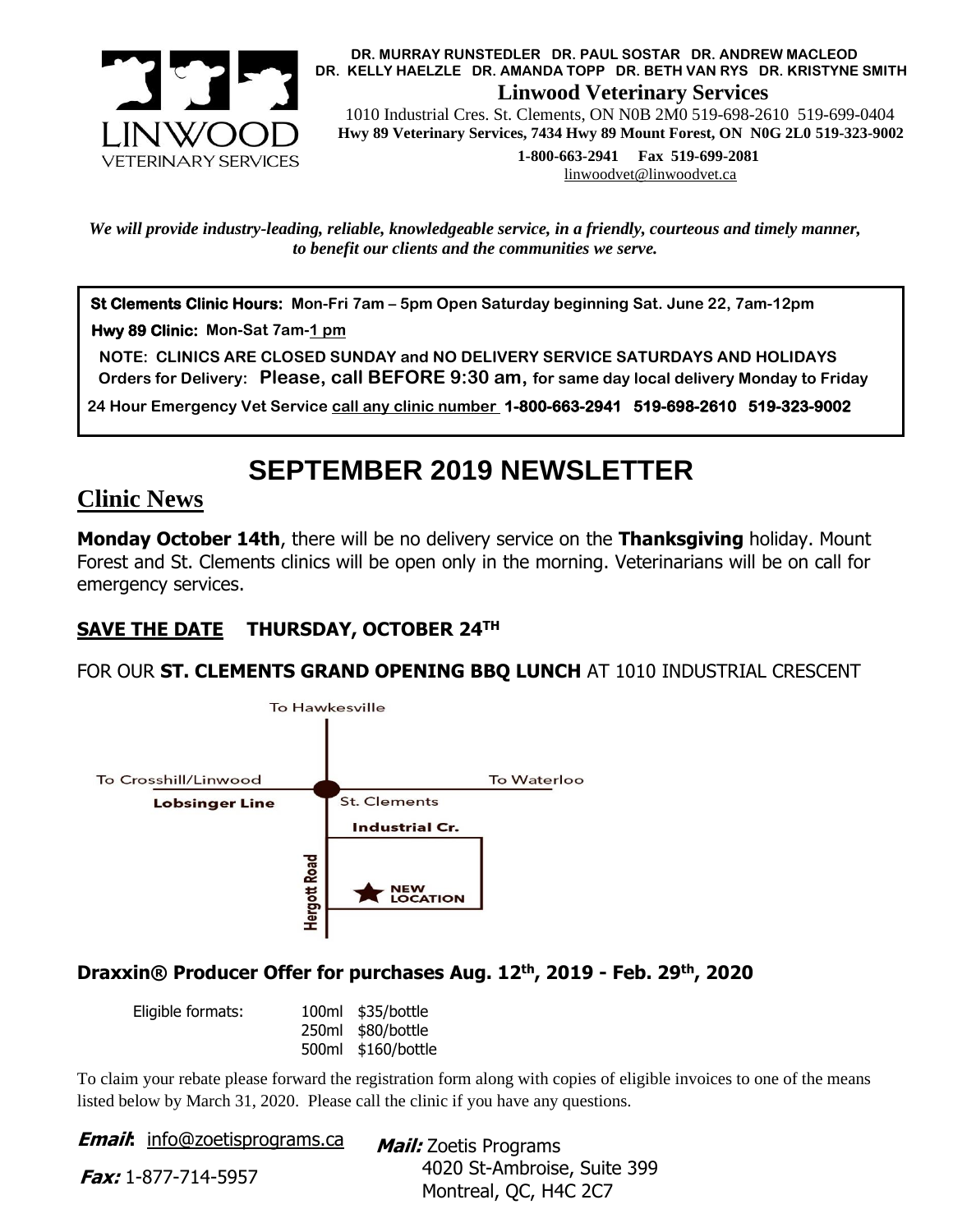DR. MURRAY RUNSTEDLER DR. PAUL SOSTAR DR. ANDREW MACLEOD
DR. KELLY HAELZLE DR. AMANDA TOPP DR. BETH VAN RYS DR. KRISTYNE SMITH

**Linwood Veterinary Services**

1010 Industrial Cres. St. Clements, ON N0B 2M0 519-698-2610 519-699-0404
**Hwy 89 Veterinary Services, 7434 Hwy 89 Mount Forest, ON N0G 2L0 519-323-9002**
**1-800-663-2941 Fax 519-699-2081**
linwoodvet@linwoodvet.ca

*We will provide industry-leading, reliable, knowledgeable service, in a friendly, courteous and timely manner, to benefit our clients and the communities we serve.*

**St Clements Clinic Hours: Mon-Fri 7am – 5pm Open Saturday beginning Sat. June 22, 7am-12pm**

**Hwy 89 Clinic: Mon-Sat 7am-1 pm**

**NOTE: CLINICS ARE CLOSED SUNDAY and NO DELIVERY SERVICE SATURDAYS AND HOLIDAYS**
**Orders for Delivery: Please, call BEFORE 9:30 am, for same day local delivery Monday to Friday**

**24 Hour Emergency Vet Service call any clinic number 1-800-663-2941 519-698-2610 519-323-9002**

# SEPTEMBER 2019 NEWSLETTER

## Clinic News

**Monday October 14th**, there will be no delivery service on the **Thanksgiving** holiday. Mount Forest and St. Clements clinics will be open only in the morning. Veterinarians will be on call for emergency services.

**SAVE THE DATE THURSDAY, OCTOBER 24TH**

FOR OUR **ST. CLEMENTS GRAND OPENING BBQ LUNCH** AT 1010 INDUSTRIAL CRESCENT

To Hawkesville
To Crosshill/Linwood
Lobsinger Line
To Waterloo
St. Clements
Industrial Cr.
Hergott Road
NEW LOCATION

### Draxxin® Producer Offer for purchases Aug. 12th, 2019 - Feb. 29th, 2020

| | | |
|---|---|---|
| Eligible formats: | 100ml | $35/bottle |
| | 250ml | $80/bottle |
| | 500ml | $160/bottle |

To claim your rebate please forward the registration form along with copies of eligible invoices to one of the means listed below by March 31, 2020. Please call the clinic if you have any questions.

***Email:*** info@zoetisprograms.ca

***Fax:*** 1-877-714-5957

***Mail:*** Zoetis Programs
4020 St-Ambroise, Suite 399
Montreal, QC, H4C 2C7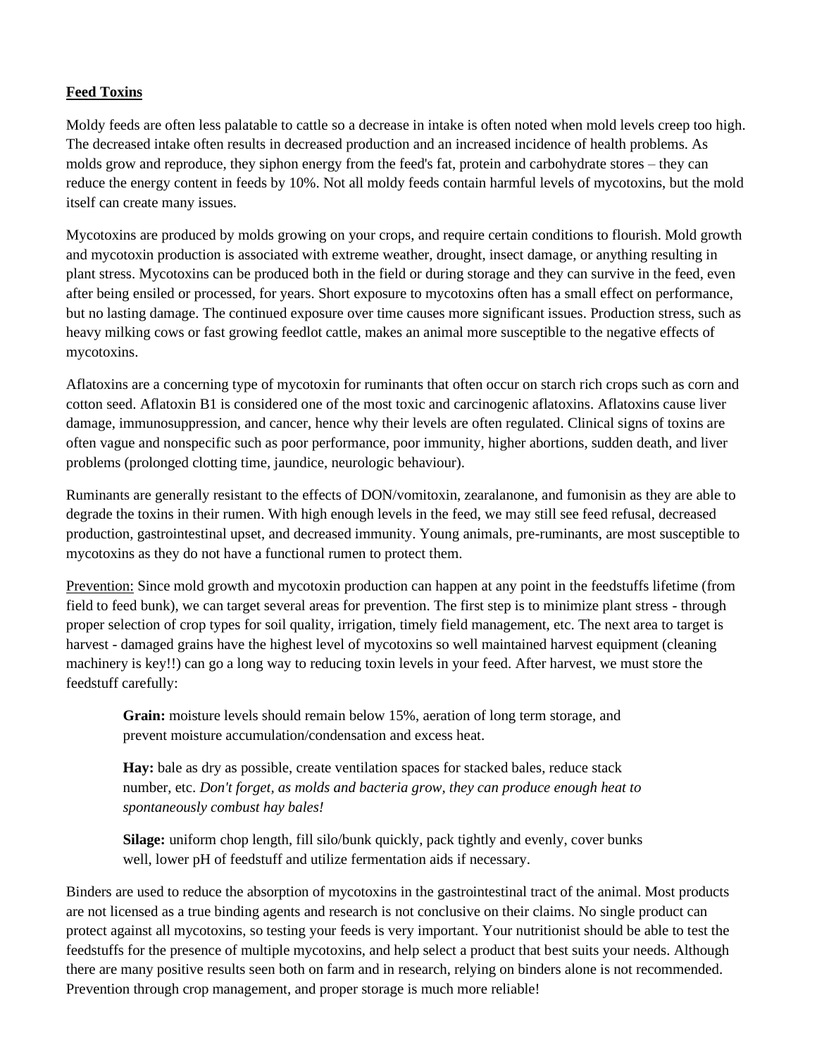**<u>Feed Toxins</u>**

Moldy feeds are often less palatable to cattle so a decrease in intake is often noted when mold levels creep too high. The decreased intake often results in decreased production and an increased incidence of health problems. As molds grow and reproduce, they siphon energy from the feed's fat, protein and carbohydrate stores – they can reduce the energy content in feeds by 10%. Not all moldy feeds contain harmful levels of mycotoxins, but the mold itself can create many issues.

Mycotoxins are produced by molds growing on your crops, and require certain conditions to flourish. Mold growth and mycotoxin production is associated with extreme weather, drought, insect damage, or anything resulting in plant stress. Mycotoxins can be produced both in the field or during storage and they can survive in the feed, even after being ensiled or processed, for years. Short exposure to mycotoxins often has a small effect on performance, but no lasting damage. The continued exposure over time causes more significant issues. Production stress, such as heavy milking cows or fast growing feedlot cattle, makes an animal more susceptible to the negative effects of mycotoxins.

Aflatoxins are a concerning type of mycotoxin for ruminants that often occur on starch rich crops such as corn and cotton seed. Aflatoxin B1 is considered one of the most toxic and carcinogenic aflatoxins. Aflatoxins cause liver damage, immunosuppression, and cancer, hence why their levels are often regulated. Clinical signs of toxins are often vague and nonspecific such as poor performance, poor immunity, higher abortions, sudden death, and liver problems (prolonged clotting time, jaundice, neurologic behaviour).

Ruminants are generally resistant to the effects of DON/vomitoxin, zearalanone, and fumonisin as they are able to degrade the toxins in their rumen. With high enough levels in the feed, we may still see feed refusal, decreased production, gastrointestinal upset, and decreased immunity. Young animals, pre-ruminants, are most susceptible to mycotoxins as they do not have a functional rumen to protect them.

<u>Prevention:</u> Since mold growth and mycotoxin production can happen at any point in the feedstuffs lifetime (from field to feed bunk), we can target several areas for prevention. The first step is to minimize plant stress - through proper selection of crop types for soil quality, irrigation, timely field management, etc. The next area to target is harvest - damaged grains have the highest level of mycotoxins so well maintained harvest equipment (cleaning machinery is key!!) can go a long way to reducing toxin levels in your feed. After harvest, we must store the feedstuff carefully:

> **Grain:** moisture levels should remain below 15%, aeration of long term storage, and prevent moisture accumulation/condensation and excess heat.
>
> **Hay:** bale as dry as possible, create ventilation spaces for stacked bales, reduce stack number, etc. *Don't forget, as molds and bacteria grow, they can produce enough heat to spontaneously combust hay bales!*
>
> **Silage:** uniform chop length, fill silo/bunk quickly, pack tightly and evenly, cover bunks well, lower pH of feedstuff and utilize fermentation aids if necessary.

Binders are used to reduce the absorption of mycotoxins in the gastrointestinal tract of the animal. Most products are not licensed as a true binding agents and research is not conclusive on their claims. No single product can protect against all mycotoxins, so testing your feeds is very important. Your nutritionist should be able to test the feedstuffs for the presence of multiple mycotoxins, and help select a product that best suits your needs. Although there are many positive results seen both on farm and in research, relying on binders alone is not recommended. Prevention through crop management, and proper storage is much more reliable!